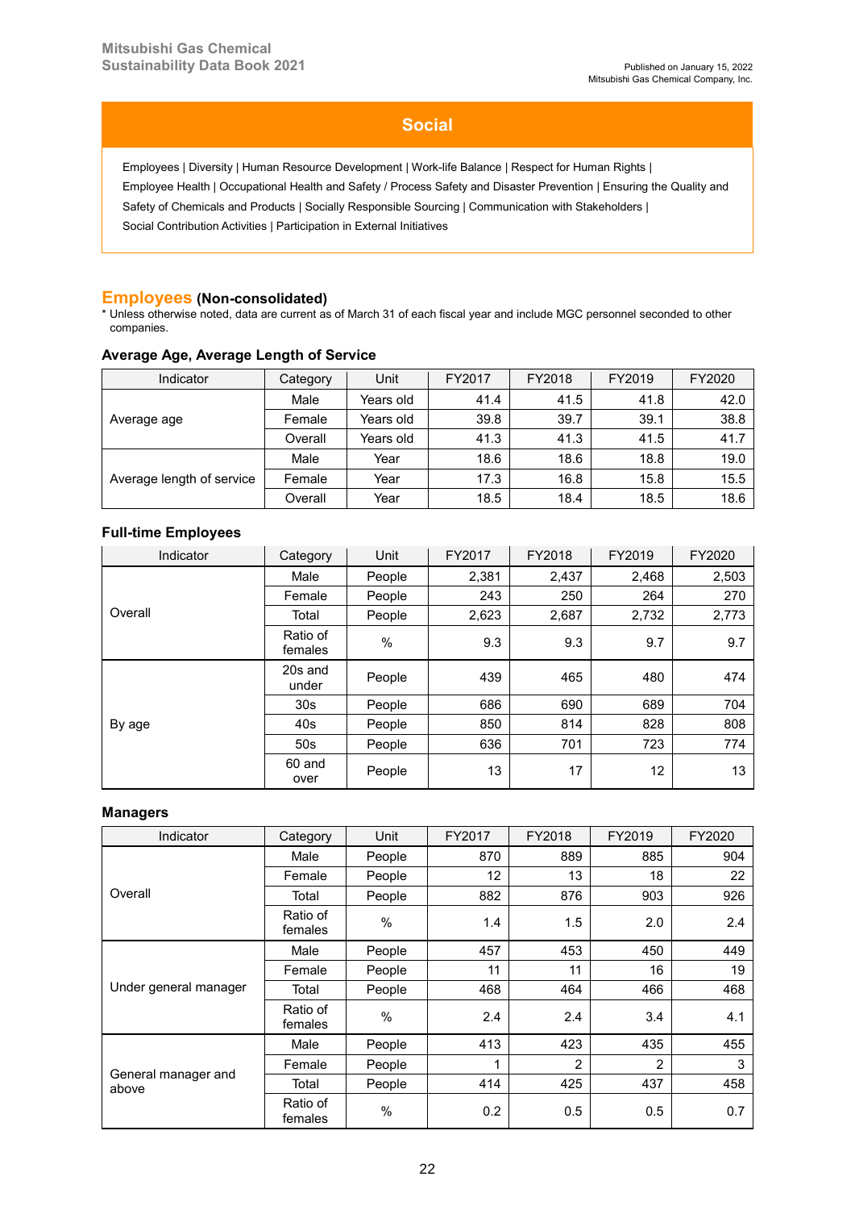Mitsubishi Gas Chemical
Sustainability Data Book 2021

Published on January 15, 2022
Mitsubishi Gas Chemical Company, Inc.

# Social

Employees | Diversity | Human Resource Development | Work-life Balance | Respect for Human Rights | Employee Health | Occupational Health and Safety / Process Safety and Disaster Prevention | Ensuring the Quality and Safety of Chemicals and Products | Socially Responsible Sourcing | Communication with Stakeholders | Social Contribution Activities | Participation in External Initiatives

## Employees (Non-consolidated)

* Unless otherwise noted, data are current as of March 31 of each fiscal year and include MGC personnel seconded to other companies.

### Average Age, Average Length of Service

| Indicator | Category | Unit | FY2017 | FY2018 | FY2019 | FY2020 |
|---|---|---|---|---|---|---|
| Average age | Male | Years old | 41.4 | 41.5 | 41.8 | 42.0 |
| | Female | Years old | 39.8 | 39.7 | 39.1 | 38.8 |
| | Overall | Years old | 41.3 | 41.3 | 41.5 | 41.7 |
| Average length of service | Male | Year | 18.6 | 18.6 | 18.8 | 19.0 |
| | Female | Year | 17.3 | 16.8 | 15.8 | 15.5 |
| | Overall | Year | 18.5 | 18.4 | 18.5 | 18.6 |

### Full-time Employees

| Indicator | Category | Unit | FY2017 | FY2018 | FY2019 | FY2020 |
|---|---|---|---|---|---|---|
| Overall | Male | People | 2,381 | 2,437 | 2,468 | 2,503 |
| | Female | People | 243 | 250 | 264 | 270 |
| | Total | People | 2,623 | 2,687 | 2,732 | 2,773 |
| | Ratio of females | % | 9.3 | 9.3 | 9.7 | 9.7 |
| By age | 20s and under | People | 439 | 465 | 480 | 474 |
| | 30s | People | 686 | 690 | 689 | 704 |
| | 40s | People | 850 | 814 | 828 | 808 |
| | 50s | People | 636 | 701 | 723 | 774 |
| | 60 and over | People | 13 | 17 | 12 | 13 |

### Managers

| Indicator | Category | Unit | FY2017 | FY2018 | FY2019 | FY2020 |
|---|---|---|---|---|---|---|
| Overall | Male | People | 870 | 889 | 885 | 904 |
| | Female | People | 12 | 13 | 18 | 22 |
| | Total | People | 882 | 876 | 903 | 926 |
| | Ratio of females | % | 1.4 | 1.5 | 2.0 | 2.4 |
| Under general manager | Male | People | 457 | 453 | 450 | 449 |
| | Female | People | 11 | 11 | 16 | 19 |
| | Total | People | 468 | 464 | 466 | 468 |
| | Ratio of females | % | 2.4 | 2.4 | 3.4 | 4.1 |
| General manager and above | Male | People | 413 | 423 | 435 | 455 |
| | Female | People | 1 | 2 | 2 | 3 |
| | Total | People | 414 | 425 | 437 | 458 |
| | Ratio of females | % | 0.2 | 0.5 | 0.5 | 0.7 |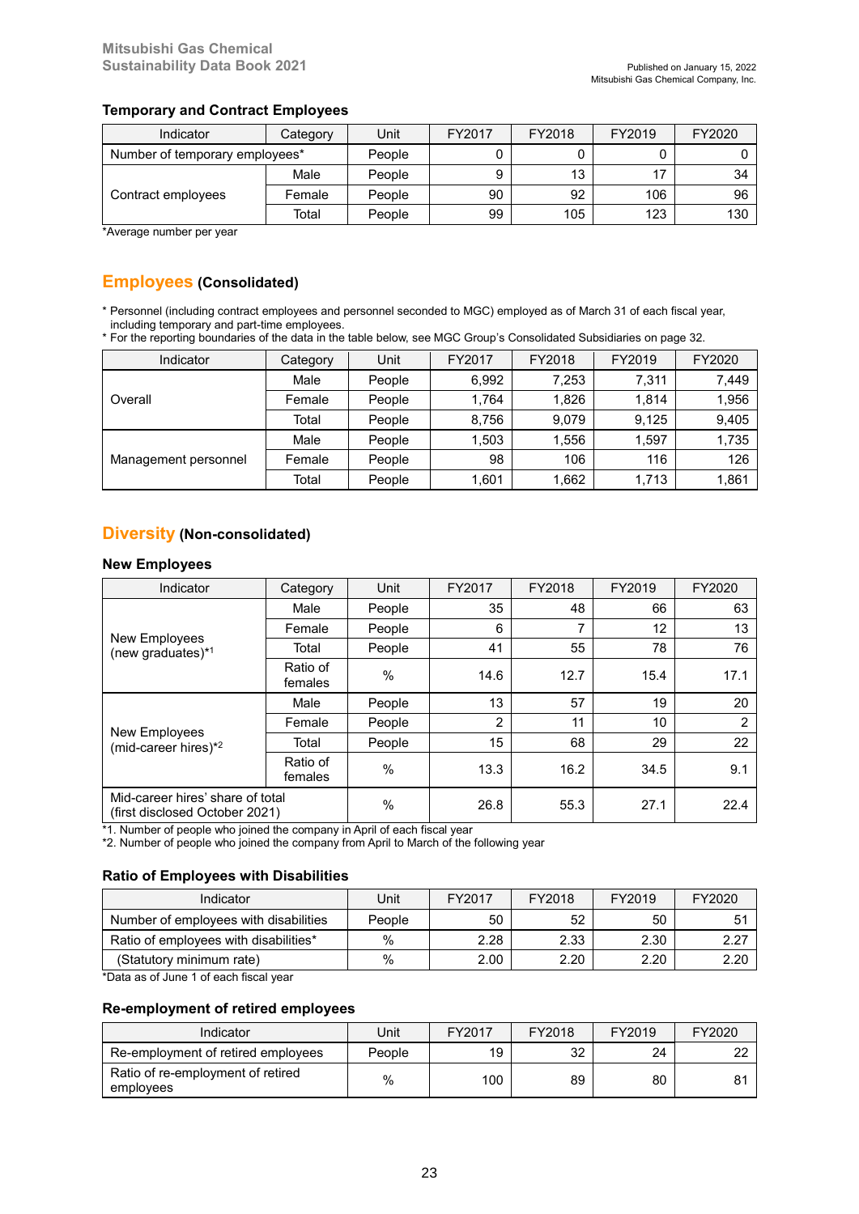### Temporary and Contract Employees

| Indicator | Category | Unit | FY2017 | FY2018 | FY2019 | FY2020 |
|---|---|---|---|---|---|---|
| Number of temporary employees* | | People | 0 | 0 | 0 | 0 |
| Contract employees | Male | People | 9 | 13 | 17 | 34 |
| | Female | People | 90 | 92 | 106 | 96 |
| | Total | People | 99 | 105 | 123 | 130 |

*Average number per year

## Employees (Consolidated)

* Personnel (including contract employees and personnel seconded to MGC) employed as of March 31 of each fiscal year, including temporary and part-time employees.
* For the reporting boundaries of the data in the table below, see MGC Group's Consolidated Subsidiaries on page 32.

| Indicator | Category | Unit | FY2017 | FY2018 | FY2019 | FY2020 |
|---|---|---|---|---|---|---|
| Overall | Male | People | 6,992 | 7,253 | 7,311 | 7,449 |
| | Female | People | 1,764 | 1,826 | 1,814 | 1,956 |
| | Total | People | 8,756 | 9,079 | 9,125 | 9,405 |
| Management personnel | Male | People | 1,503 | 1,556 | 1,597 | 1,735 |
| | Female | People | 98 | 106 | 116 | 126 |
| | Total | People | 1,601 | 1,662 | 1,713 | 1,861 |

## Diversity (Non-consolidated)

### New Employees

| Indicator | Category | Unit | FY2017 | FY2018 | FY2019 | FY2020 |
|---|---|---|---|---|---|---|
| New Employees (new graduates)*1 | Male | People | 35 | 48 | 66 | 63 |
| | Female | People | 6 | 7 | 12 | 13 |
| | Total | People | 41 | 55 | 78 | 76 |
| | Ratio of females | % | 14.6 | 12.7 | 15.4 | 17.1 |
| New Employees (mid-career hires)*2 | Male | People | 13 | 57 | 19 | 20 |
| | Female | People | 2 | 11 | 10 | 2 |
| | Total | People | 15 | 68 | 29 | 22 |
| | Ratio of females | % | 13.3 | 16.2 | 34.5 | 9.1 |
| Mid-career hires' share of total (first disclosed October 2021) | | % | 26.8 | 55.3 | 27.1 | 22.4 |

*1. Number of people who joined the company in April of each fiscal year
*2. Number of people who joined the company from April to March of the following year

### Ratio of Employees with Disabilities

| Indicator | Unit | FY2017 | FY2018 | FY2019 | FY2020 |
|---|---|---|---|---|---|
| Number of employees with disabilities | People | 50 | 52 | 50 | 51 |
| Ratio of employees with disabilities* | % | 2.28 | 2.33 | 2.30 | 2.27 |
| (Statutory minimum rate) | % | 2.00 | 2.20 | 2.20 | 2.20 |

*Data as of June 1 of each fiscal year

### Re-employment of retired employees

| Indicator | Unit | FY2017 | FY2018 | FY2019 | FY2020 |
|---|---|---|---|---|---|
| Re-employment of retired employees | People | 19 | 32 | 24 | 22 |
| Ratio of re-employment of retired employees | % | 100 | 89 | 80 | 81 |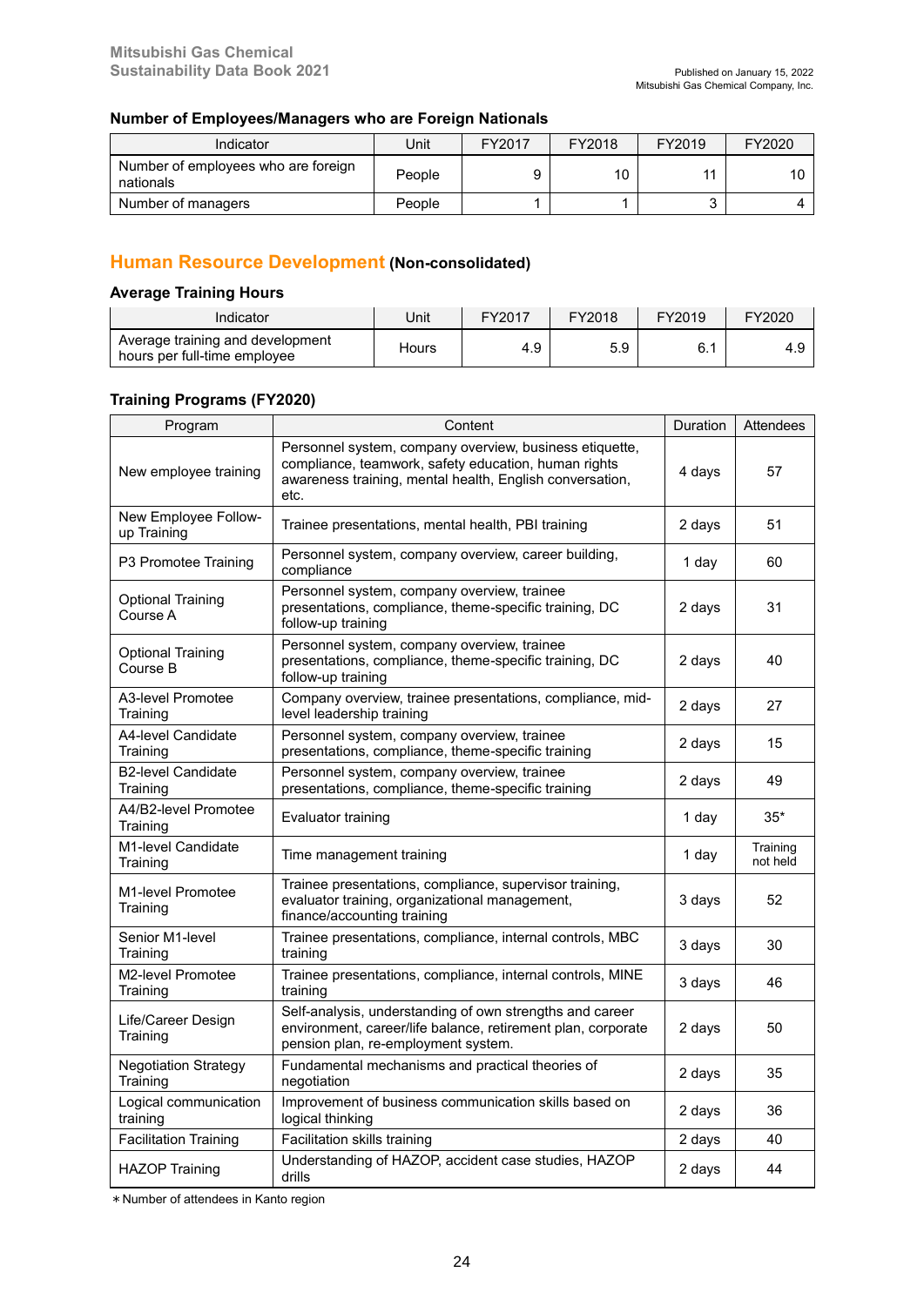### Number of Employees/Managers who are Foreign Nationals

| Indicator | Unit | FY2017 | FY2018 | FY2019 | FY2020 |
|---|---|---|---|---|---|
| Number of employees who are foreign nationals | People | 9 | 10 | 11 | 10 |
| Number of managers | People | 1 | 1 | 3 | 4 |

## Human Resource Development (Non-consolidated)

### Average Training Hours

| Indicator | Unit | FY2017 | FY2018 | FY2019 | FY2020 |
|---|---|---|---|---|---|
| Average training and development hours per full-time employee | Hours | 4.9 | 5.9 | 6.1 | 4.9 |

### Training Programs (FY2020)

| Program | Content | Duration | Attendees |
|---|---|---|---|
| New employee training | Personnel system, company overview, business etiquette, compliance, teamwork, safety education, human rights awareness training, mental health, English conversation, etc. | 4 days | 57 |
| New Employee Follow-up Training | Trainee presentations, mental health, PBI training | 2 days | 51 |
| P3 Promotee Training | Personnel system, company overview, career building, compliance | 1 day | 60 |
| Optional Training Course A | Personnel system, company overview, trainee presentations, compliance, theme-specific training, DC follow-up training | 2 days | 31 |
| Optional Training Course B | Personnel system, company overview, trainee presentations, compliance, theme-specific training, DC follow-up training | 2 days | 40 |
| A3-level Promotee Training | Company overview, trainee presentations, compliance, mid-level leadership training | 2 days | 27 |
| A4-level Candidate Training | Personnel system, company overview, trainee presentations, compliance, theme-specific training | 2 days | 15 |
| B2-level Candidate Training | Personnel system, company overview, trainee presentations, compliance, theme-specific training | 2 days | 49 |
| A4/B2-level Promotee Training | Evaluator training | 1 day | 35* |
| M1-level Candidate Training | Time management training | 1 day | Training not held |
| M1-level Promotee Training | Trainee presentations, compliance, supervisor training, evaluator training, organizational management, finance/accounting training | 3 days | 52 |
| Senior M1-level Training | Trainee presentations, compliance, internal controls, MBC training | 3 days | 30 |
| M2-level Promotee Training | Trainee presentations, compliance, internal controls, MINE training | 3 days | 46 |
| Life/Career Design Training | Self-analysis, understanding of own strengths and career environment, career/life balance, retirement plan, corporate pension plan, re-employment system. | 2 days | 50 |
| Negotiation Strategy Training | Fundamental mechanisms and practical theories of negotiation | 2 days | 35 |
| Logical communication training | Improvement of business communication skills based on logical thinking | 2 days | 36 |
| Facilitation Training | Facilitation skills training | 2 days | 40 |
| HAZOP Training | Understanding of HAZOP, accident case studies, HAZOP drills | 2 days | 44 |

＊Number of attendees in Kanto region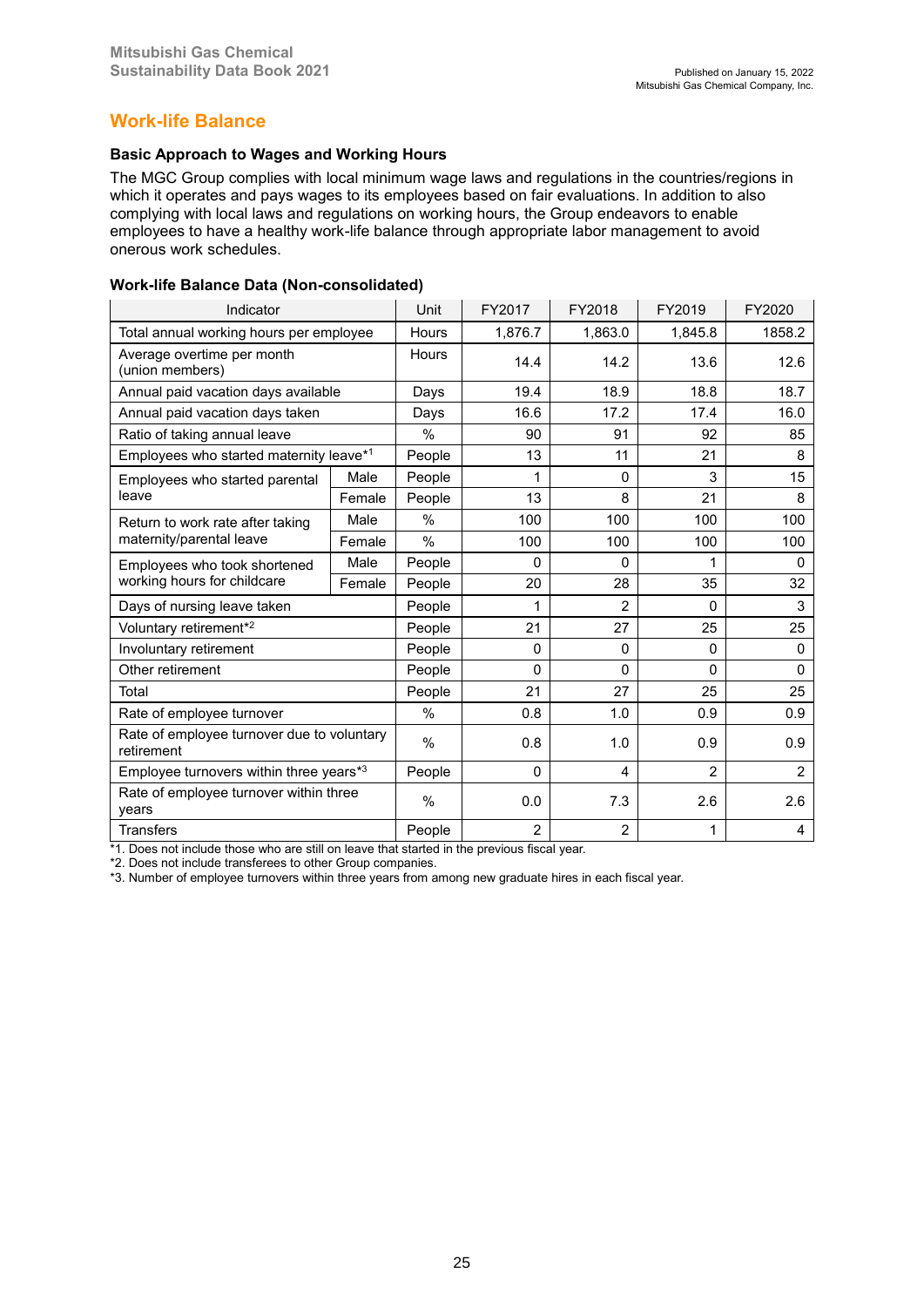## Work-life Balance

### Basic Approach to Wages and Working Hours

The MGC Group complies with local minimum wage laws and regulations in the countries/regions in which it operates and pays wages to its employees based on fair evaluations. In addition to also complying with local laws and regulations on working hours, the Group endeavors to enable employees to have a healthy work-life balance through appropriate labor management to avoid onerous work schedules.

### Work-life Balance Data (Non-consolidated)

| Indicator | | Unit | FY2017 | FY2018 | FY2019 | FY2020 |
|---|---|---|---|---|---|---|
| Total annual working hours per employee | | Hours | 1,876.7 | 1,863.0 | 1,845.8 | 1858.2 |
| Average overtime per month (union members) | | Hours | 14.4 | 14.2 | 13.6 | 12.6 |
| Annual paid vacation days available | | Days | 19.4 | 18.9 | 18.8 | 18.7 |
| Annual paid vacation days taken | | Days | 16.6 | 17.2 | 17.4 | 16.0 |
| Ratio of taking annual leave | | % | 90 | 91 | 92 | 85 |
| Employees who started maternity leave*1 | | People | 13 | 11 | 21 | 8 |
| Employees who started parental leave | Male | People | 1 | 0 | 3 | 15 |
| | Female | People | 13 | 8 | 21 | 8 |
| Return to work rate after taking maternity/parental leave | Male | % | 100 | 100 | 100 | 100 |
| | Female | % | 100 | 100 | 100 | 100 |
| Employees who took shortened working hours for childcare | Male | People | 0 | 0 | 1 | 0 |
| | Female | People | 20 | 28 | 35 | 32 |
| Days of nursing leave taken | | People | 1 | 2 | 0 | 3 |
| Voluntary retirement*2 | | People | 21 | 27 | 25 | 25 |
| Involuntary retirement | | People | 0 | 0 | 0 | 0 |
| Other retirement | | People | 0 | 0 | 0 | 0 |
| Total | | People | 21 | 27 | 25 | 25 |
| Rate of employee turnover | | % | 0.8 | 1.0 | 0.9 | 0.9 |
| Rate of employee turnover due to voluntary retirement | | % | 0.8 | 1.0 | 0.9 | 0.9 |
| Employee turnovers within three years*3 | | People | 0 | 4 | 2 | 2 |
| Rate of employee turnover within three years | | % | 0.0 | 7.3 | 2.6 | 2.6 |
| Transfers | | People | 2 | 2 | 1 | 4 |

*1. Does not include those who are still on leave that started in the previous fiscal year.
*2. Does not include transferees to other Group companies.
*3. Number of employee turnovers within three years from among new graduate hires in each fiscal year.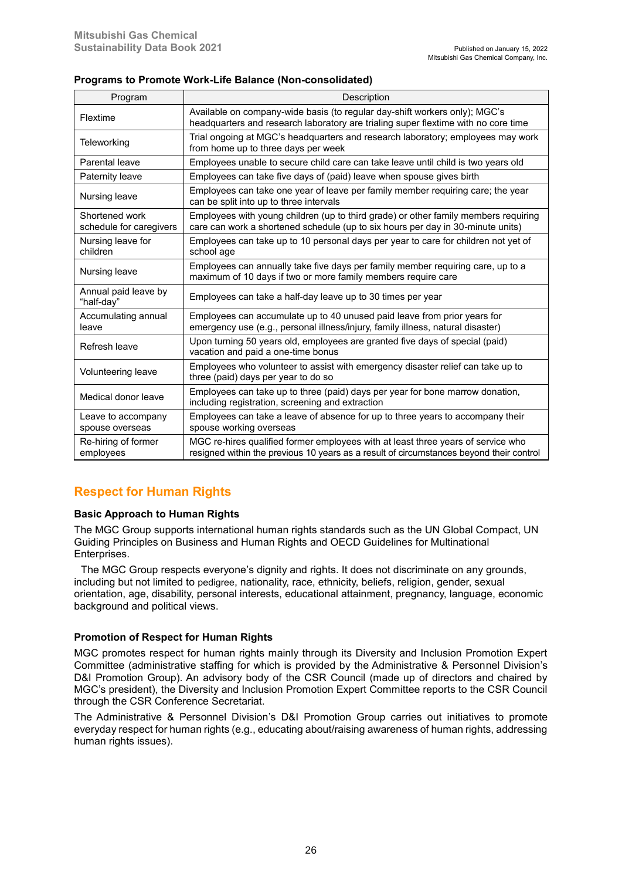**Programs to Promote Work-Life Balance (Non-consolidated)**

| Program | Description |
|---|---|
| Flextime | Available on company-wide basis (to regular day-shift workers only); MGC's headquarters and research laboratory are trialing super flextime with no core time |
| Teleworking | Trial ongoing at MGC's headquarters and research laboratory; employees may work from home up to three days per week |
| Parental leave | Employees unable to secure child care can take leave until child is two years old |
| Paternity leave | Employees can take five days of (paid) leave when spouse gives birth |
| Nursing leave | Employees can take one year of leave per family member requiring care; the year can be split into up to three intervals |
| Shortened work schedule for caregivers | Employees with young children (up to third grade) or other family members requiring care can work a shortened schedule (up to six hours per day in 30-minute units) |
| Nursing leave for children | Employees can take up to 10 personal days per year to care for children not yet of school age |
| Nursing leave | Employees can annually take five days per family member requiring care, up to a maximum of 10 days if two or more family members require care |
| Annual paid leave by "half-day" | Employees can take a half-day leave up to 30 times per year |
| Accumulating annual leave | Employees can accumulate up to 40 unused paid leave from prior years for emergency use (e.g., personal illness/injury, family illness, natural disaster) |
| Refresh leave | Upon turning 50 years old, employees are granted five days of special (paid) vacation and paid a one-time bonus |
| Volunteering leave | Employees who volunteer to assist with emergency disaster relief can take up to three (paid) days per year to do so |
| Medical donor leave | Employees can take up to three (paid) days per year for bone marrow donation, including registration, screening and extraction |
| Leave to accompany spouse overseas | Employees can take a leave of absence for up to three years to accompany their spouse working overseas |
| Re-hiring of former employees | MGC re-hires qualified former employees with at least three years of service who resigned within the previous 10 years as a result of circumstances beyond their control |

## Respect for Human Rights

### Basic Approach to Human Rights

The MGC Group supports international human rights standards such as the UN Global Compact, UN Guiding Principles on Business and Human Rights and OECD Guidelines for Multinational Enterprises.

The MGC Group respects everyone's dignity and rights. It does not discriminate on any grounds, including but not limited to pedigree, nationality, race, ethnicity, beliefs, religion, gender, sexual orientation, age, disability, personal interests, educational attainment, pregnancy, language, economic background and political views.

### Promotion of Respect for Human Rights

MGC promotes respect for human rights mainly through its Diversity and Inclusion Promotion Expert Committee (administrative staffing for which is provided by the Administrative & Personnel Division's D&I Promotion Group). An advisory body of the CSR Council (made up of directors and chaired by MGC's president), the Diversity and Inclusion Promotion Expert Committee reports to the CSR Council through the CSR Conference Secretariat.

The Administrative & Personnel Division's D&I Promotion Group carries out initiatives to promote everyday respect for human rights (e.g., educating about/raising awareness of human rights, addressing human rights issues).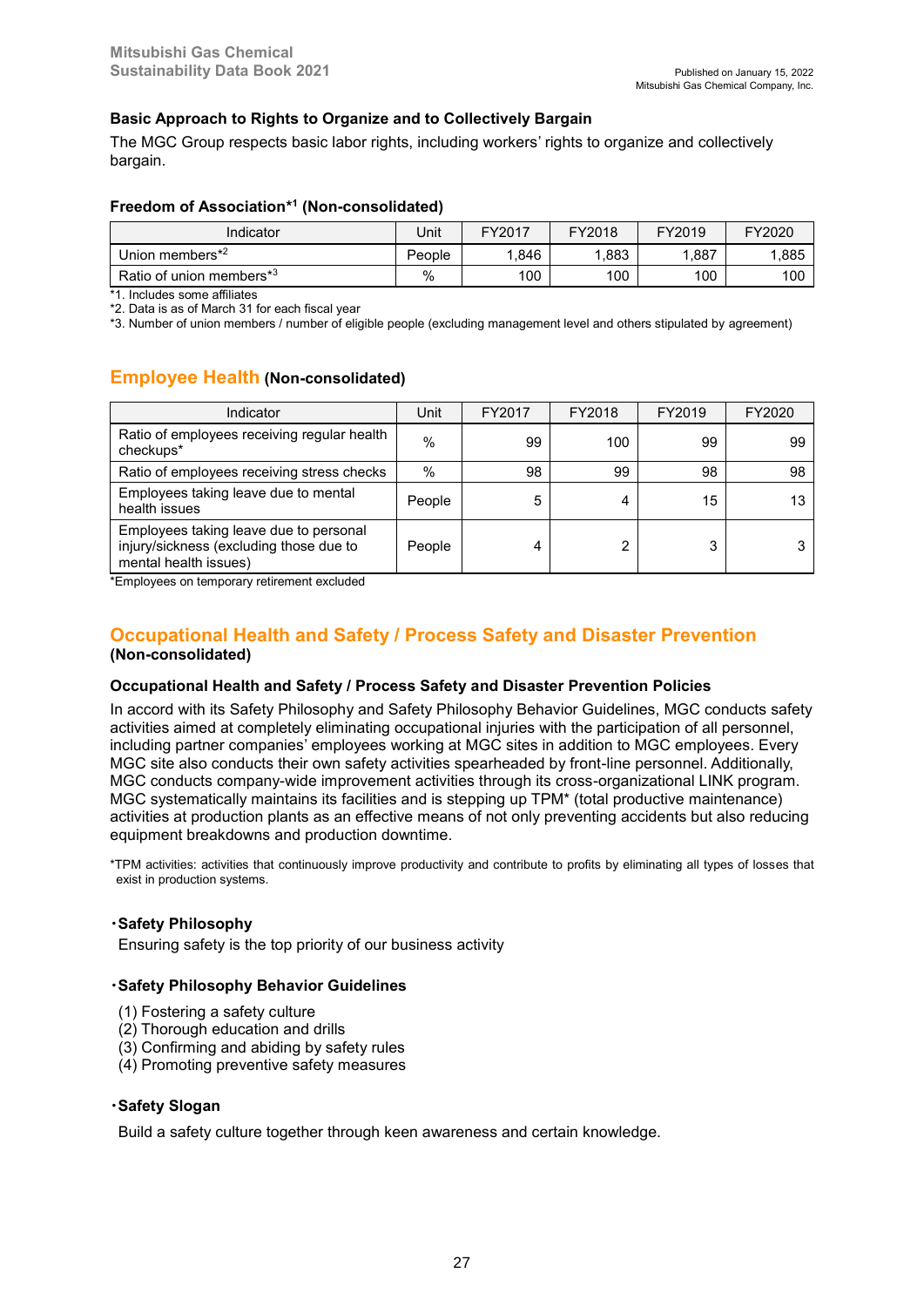### Basic Approach to Rights to Organize and to Collectively Bargain

The MGC Group respects basic labor rights, including workers' rights to organize and collectively bargain.

#### Freedom of Association*1 (Non-consolidated)

| Indicator | Unit | FY2017 | FY2018 | FY2019 | FY2020 |
|---|---|---|---|---|---|
| Union members*2 | People | 1,846 | 1,883 | 1,887 | 1,885 |
| Ratio of union members*3 | % | 100 | 100 | 100 | 100 |

*1. Includes some affiliates
*2. Data is as of March 31 for each fiscal year
*3. Number of union members / number of eligible people (excluding management level and others stipulated by agreement)

## Employee Health (Non-consolidated)

| Indicator | Unit | FY2017 | FY2018 | FY2019 | FY2020 |
|---|---|---|---|---|---|
| Ratio of employees receiving regular health checkups* | % | 99 | 100 | 99 | 99 |
| Ratio of employees receiving stress checks | % | 98 | 99 | 98 | 98 |
| Employees taking leave due to mental health issues | People | 5 | 4 | 15 | 13 |
| Employees taking leave due to personal injury/sickness (excluding those due to mental health issues) | People | 4 | 2 | 3 | 3 |

*Employees on temporary retirement excluded

## Occupational Health and Safety / Process Safety and Disaster Prevention (Non-consolidated)

### Occupational Health and Safety / Process Safety and Disaster Prevention Policies

In accord with its Safety Philosophy and Safety Philosophy Behavior Guidelines, MGC conducts safety activities aimed at completely eliminating occupational injuries with the participation of all personnel, including partner companies' employees working at MGC sites in addition to MGC employees. Every MGC site also conducts their own safety activities spearheaded by front-line personnel. Additionally, MGC conducts company-wide improvement activities through its cross-organizational LINK program. MGC systematically maintains its facilities and is stepping up TPM* (total productive maintenance) activities at production plants as an effective means of not only preventing accidents but also reducing equipment breakdowns and production downtime.

*TPM activities: activities that continuously improve productivity and contribute to profits by eliminating all types of losses that exist in production systems.

**・Safety Philosophy**

Ensuring safety is the top priority of our business activity

**・Safety Philosophy Behavior Guidelines**

(1) Fostering a safety culture
(2) Thorough education and drills
(3) Confirming and abiding by safety rules
(4) Promoting preventive safety measures

**・Safety Slogan**

Build a safety culture together through keen awareness and certain knowledge.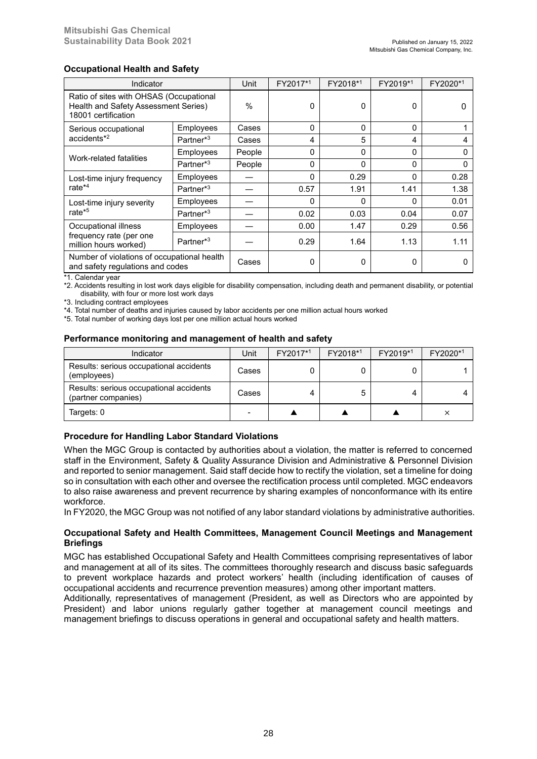## Occupational Health and Safety

| Indicator | | Unit | FY2017*1 | FY2018*1 | FY2019*1 | FY2020*1 |
|---|---|---|---|---|---|---|
| Ratio of sites with OHSAS (Occupational Health and Safety Assessment Series) 18001 certification | | % | 0 | 0 | 0 | 0 |
| Serious occupational accidents*2 | Employees | Cases | 0 | 0 | 0 | 1 |
| | Partner*3 | Cases | 4 | 5 | 4 | 4 |
| Work-related fatalities | Employees | People | 0 | 0 | 0 | 0 |
| | Partner*3 | People | 0 | 0 | 0 | 0 |
| Lost-time injury frequency rate*4 | Employees | — | 0 | 0.29 | 0 | 0.28 |
| | Partner*3 | — | 0.57 | 1.91 | 1.41 | 1.38 |
| Lost-time injury severity rate*5 | Employees | — | 0 | 0 | 0 | 0.01 |
| | Partner*3 | — | 0.02 | 0.03 | 0.04 | 0.07 |
| Occupational illness frequency rate (per one million hours worked) | Employees | — | 0.00 | 1.47 | 0.29 | 0.56 |
| | Partner*3 | — | 0.29 | 1.64 | 1.13 | 1.11 |
| Number of violations of occupational health and safety regulations and codes | | Cases | 0 | 0 | 0 | 0 |

*1. Calendar year

*2. Accidents resulting in lost work days eligible for disability compensation, including death and permanent disability, or potential disability, with four or more lost work days

*3. Including contract employees

*4. Total number of deaths and injuries caused by labor accidents per one million actual hours worked

*5. Total number of working days lost per one million actual hours worked

### Performance monitoring and management of health and safety

| Indicator | Unit | FY2017*1 | FY2018*1 | FY2019*1 | FY2020*1 |
|---|---|---|---|---|---|
| Results: serious occupational accidents (employees) | Cases | 0 | 0 | 0 | 1 |
| Results: serious occupational accidents (partner companies) | Cases | 4 | 5 | 4 | 4 |
| Targets: 0 | - | ▲ | ▲ | ▲ | × |

### Procedure for Handling Labor Standard Violations

When the MGC Group is contacted by authorities about a violation, the matter is referred to concerned staff in the Environment, Safety & Quality Assurance Division and Administrative & Personnel Division and reported to senior management. Said staff decide how to rectify the violation, set a timeline for doing so in consultation with each other and oversee the rectification process until completed. MGC endeavors to also raise awareness and prevent recurrence by sharing examples of nonconformance with its entire workforce.

In FY2020, the MGC Group was not notified of any labor standard violations by administrative authorities.

### Occupational Safety and Health Committees, Management Council Meetings and Management Briefings

MGC has established Occupational Safety and Health Committees comprising representatives of labor and management at all of its sites. The committees thoroughly research and discuss basic safeguards to prevent workplace hazards and protect workers' health (including identification of causes of occupational accidents and recurrence prevention measures) among other important matters.

Additionally, representatives of management (President, as well as Directors who are appointed by President) and labor unions regularly gather together at management council meetings and management briefings to discuss operations in general and occupational safety and health matters.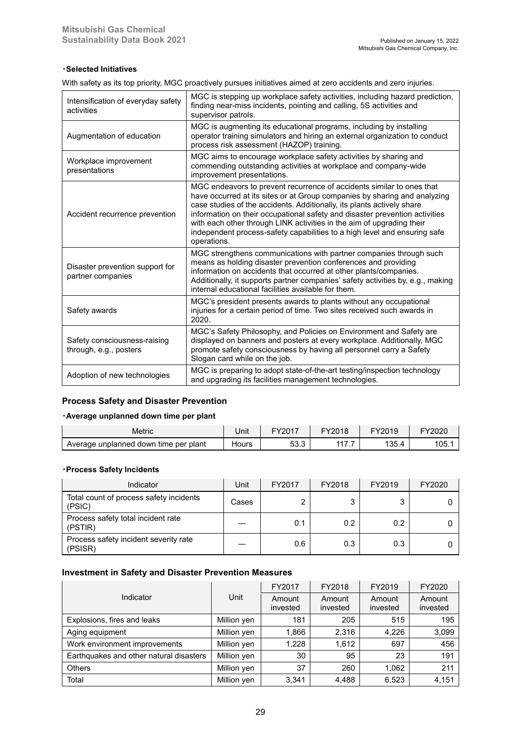**・Selected Initiatives**

With safety as its top priority, MGC proactively pursues initiatives aimed at zero accidents and zero injuries.

| | |
|---|---|
| Intensification of everyday safety activities | MGC is stepping up workplace safety activities, including hazard prediction, finding near-miss incidents, pointing and calling, 5S activities and supervisor patrols. |
| Augmentation of education | MGC is augmenting its educational programs, including by installing operator training simulators and hiring an external organization to conduct process risk assessment (HAZOP) training. |
| Workplace improvement presentations | MGC aims to encourage workplace safety activities by sharing and commending outstanding activities at workplace and company-wide improvement presentations. |
| Accident recurrence prevention | MGC endeavors to prevent recurrence of accidents similar to ones that have occurred at its sites or at Group companies by sharing and analyzing case studies of the accidents. Additionally, its plants actively share information on their occupational safety and disaster prevention activities with each other through LINK activities in the aim of upgrading their independent process-safety capabilities to a high level and ensuring safe operations. |
| Disaster prevention support for partner companies | MGC strengthens communications with partner companies through such means as holding disaster prevention conferences and providing information on accidents that occurred at other plants/companies. Additionally, it supports partner companies' safety activities by, e.g., making internal educational facilities available for them. |
| Safety awards | MGC's president presents awards to plants without any occupational injuries for a certain period of time. Two sites received such awards in 2020. |
| Safety consciousness-raising through, e.g., posters | MGC's Safety Philosophy, and Policies on Environment and Safety are displayed on banners and posters at every workplace. Additionally, MGC promote safety consciousness by having all personnel carry a Safety Slogan card while on the job. |
| Adoption of new technologies | MGC is preparing to adopt state-of-the-art testing/inspection technology and upgrading its facilities management technologies. |

## Process Safety and Disaster Prevention

**・Average unplanned down time per plant**

| Metric | Unit | FY2017 | FY2018 | FY2019 | FY2020 |
|---|---|---|---|---|---|
| Average unplanned down time per plant | Hours | 53.3 | 117.7 | 135.4 | 105.1 |

**・Process Safety Incidents**

| Indicator | Unit | FY2017 | FY2018 | FY2019 | FY2020 |
|---|---|---|---|---|---|
| Total count of process safety incidents (PSIC) | Cases | 2 | 3 | 3 | 0 |
| Process safety total incident rate (PSTIR) | — | 0.1 | 0.2 | 0.2 | 0 |
| Process safety incident severity rate (PSISR) | — | 0.6 | 0.3 | 0.3 | 0 |

## Investment in Safety and Disaster Prevention Measures

| Indicator | Unit | FY2017 | FY2018 | FY2019 | FY2020 |
|---|---|---|---|---|---|
| | | Amount invested | Amount invested | Amount invested | Amount invested |
| Explosions, fires and leaks | Million yen | 181 | 205 | 515 | 195 |
| Aging equipment | Million yen | 1,866 | 2,316 | 4,226 | 3,099 |
| Work environment improvements | Million yen | 1,228 | 1,612 | 697 | 456 |
| Earthquakes and other natural disasters | Million yen | 30 | 95 | 23 | 191 |
| Others | Million yen | 37 | 260 | 1,062 | 211 |
| Total | Million yen | 3,341 | 4,488 | 6,523 | 4,151 |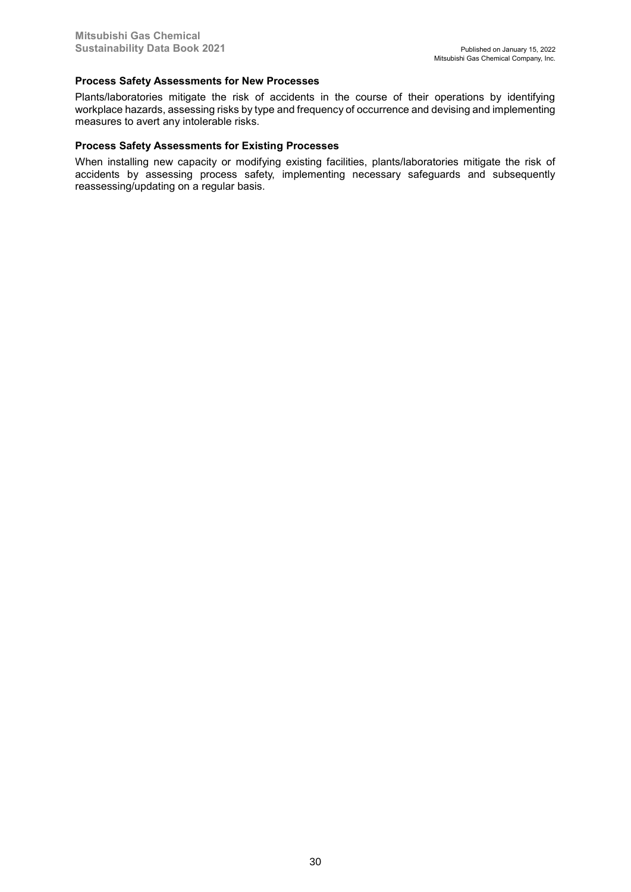### Process Safety Assessments for New Processes

Plants/laboratories mitigate the risk of accidents in the course of their operations by identifying workplace hazards, assessing risks by type and frequency of occurrence and devising and implementing measures to avert any intolerable risks.

### Process Safety Assessments for Existing Processes

When installing new capacity or modifying existing facilities, plants/laboratories mitigate the risk of accidents by assessing process safety, implementing necessary safeguards and subsequently reassessing/updating on a regular basis.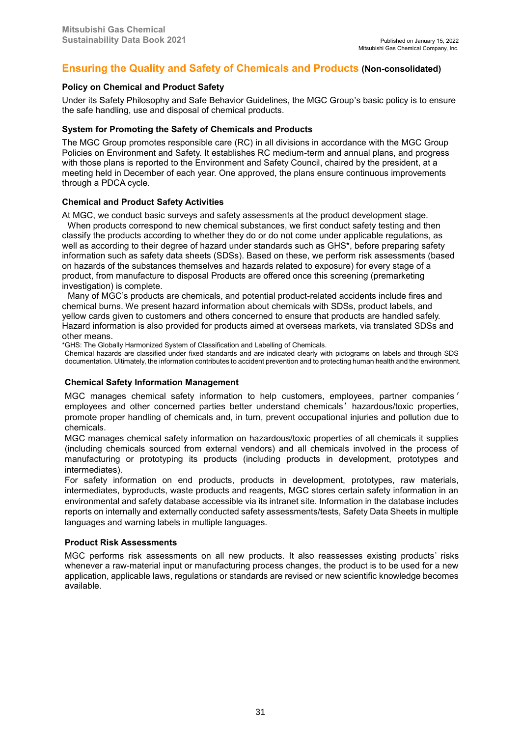## Ensuring the Quality and Safety of Chemicals and Products (Non-consolidated)

### Policy on Chemical and Product Safety

Under its Safety Philosophy and Safe Behavior Guidelines, the MGC Group's basic policy is to ensure the safe handling, use and disposal of chemical products.

### System for Promoting the Safety of Chemicals and Products

The MGC Group promotes responsible care (RC) in all divisions in accordance with the MGC Group Policies on Environment and Safety. It establishes RC medium-term and annual plans, and progress with those plans is reported to the Environment and Safety Council, chaired by the president, at a meeting held in December of each year. One approved, the plans ensure continuous improvements through a PDCA cycle.

### Chemical and Product Safety Activities

At MGC, we conduct basic surveys and safety assessments at the product development stage.

When products correspond to new chemical substances, we first conduct safety testing and then classify the products according to whether they do or do not come under applicable regulations, as well as according to their degree of hazard under standards such as GHS*, before preparing safety information such as safety data sheets (SDSs). Based on these, we perform risk assessments (based on hazards of the substances themselves and hazards related to exposure) for every stage of a product, from manufacture to disposal Products are offered once this screening (premarketing investigation) is complete.

Many of MGC's products are chemicals, and potential product-related accidents include fires and chemical burns. We present hazard information about chemicals with SDSs, product labels, and yellow cards given to customers and others concerned to ensure that products are handled safely. Hazard information is also provided for products aimed at overseas markets, via translated SDSs and other means.

*GHS: The Globally Harmonized System of Classification and Labelling of Chemicals.
Chemical hazards are classified under fixed standards and are indicated clearly with pictograms on labels and through SDS documentation. Ultimately, the information contributes to accident prevention and to protecting human health and the environment.

### Chemical Safety Information Management

MGC manages chemical safety information to help customers, employees, partner companies′ employees and other concerned parties better understand chemicals′ hazardous/toxic properties, promote proper handling of chemicals and, in turn, prevent occupational injuries and pollution due to chemicals.

MGC manages chemical safety information on hazardous/toxic properties of all chemicals it supplies (including chemicals sourced from external vendors) and all chemicals involved in the process of manufacturing or prototyping its products (including products in development, prototypes and intermediates).

For safety information on end products, products in development, prototypes, raw materials, intermediates, byproducts, waste products and reagents, MGC stores certain safety information in an environmental and safety database accessible via its intranet site. Information in the database includes reports on internally and externally conducted safety assessments/tests, Safety Data Sheets in multiple languages and warning labels in multiple languages.

### Product Risk Assessments

MGC performs risk assessments on all new products. It also reassesses existing products' risks whenever a raw-material input or manufacturing process changes, the product is to be used for a new application, applicable laws, regulations or standards are revised or new scientific knowledge becomes available.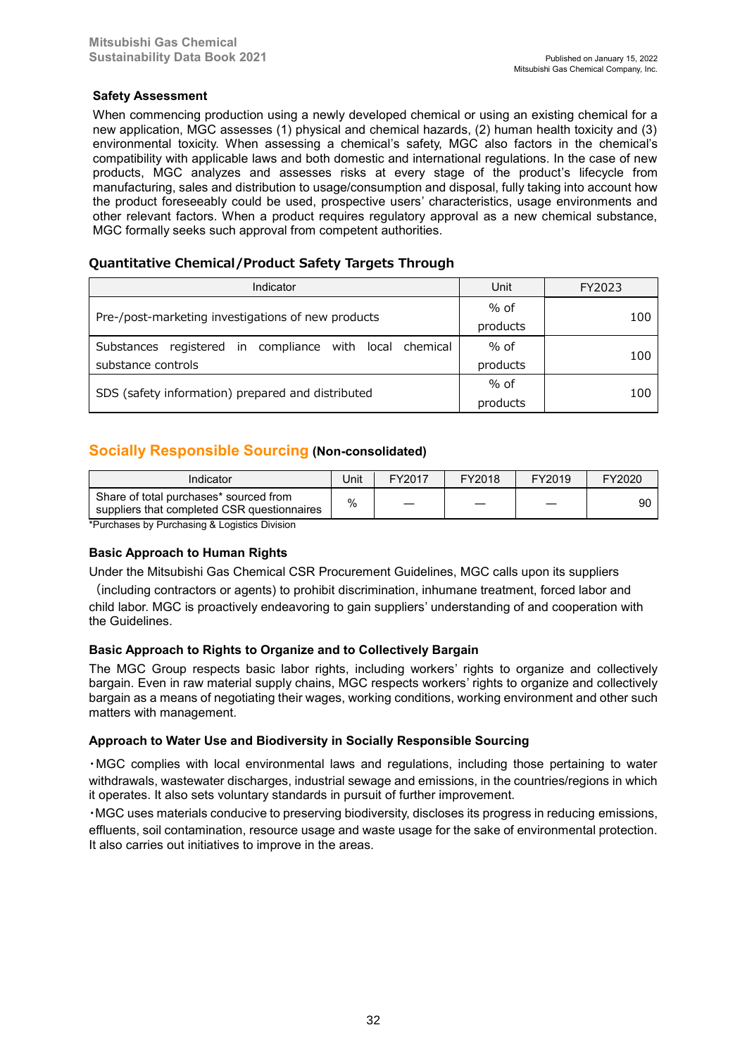### Safety Assessment

When commencing production using a newly developed chemical or using an existing chemical for a new application, MGC assesses (1) physical and chemical hazards, (2) human health toxicity and (3) environmental toxicity. When assessing a chemical's safety, MGC also factors in the chemical's compatibility with applicable laws and both domestic and international regulations. In the case of new products, MGC analyzes and assesses risks at every stage of the product's lifecycle from manufacturing, sales and distribution to usage/consumption and disposal, fully taking into account how the product foreseeably could be used, prospective users' characteristics, usage environments and other relevant factors. When a product requires regulatory approval as a new chemical substance, MGC formally seeks such approval from competent authorities.

### Quantitative Chemical/Product Safety Targets Through

| Indicator | Unit | FY2023 |
|---|---|---|
| Pre-/post-marketing investigations of new products | % of products | 100 |
| Substances registered in compliance with local chemical substance controls | % of products | 100 |
| SDS (safety information) prepared and distributed | % of products | 100 |

## Socially Responsible Sourcing (Non-consolidated)

| Indicator | Unit | FY2017 | FY2018 | FY2019 | FY2020 |
|---|---|---|---|---|---|
| Share of total purchases* sourced from suppliers that completed CSR questionnaires | % | — | — | — | 90 |

*Purchases by Purchasing & Logistics Division

### Basic Approach to Human Rights

Under the Mitsubishi Gas Chemical CSR Procurement Guidelines, MGC calls upon its suppliers （including contractors or agents) to prohibit discrimination, inhumane treatment, forced labor and child labor. MGC is proactively endeavoring to gain suppliers' understanding of and cooperation with the Guidelines.

### Basic Approach to Rights to Organize and to Collectively Bargain

The MGC Group respects basic labor rights, including workers' rights to organize and collectively bargain. Even in raw material supply chains, MGC respects workers' rights to organize and collectively bargain as a means of negotiating their wages, working conditions, working environment and other such matters with management.

### Approach to Water Use and Biodiversity in Socially Responsible Sourcing

・MGC complies with local environmental laws and regulations, including those pertaining to water withdrawals, wastewater discharges, industrial sewage and emissions, in the countries/regions in which it operates. It also sets voluntary standards in pursuit of further improvement.

・MGC uses materials conducive to preserving biodiversity, discloses its progress in reducing emissions, effluents, soil contamination, resource usage and waste usage for the sake of environmental protection. It also carries out initiatives to improve in the areas.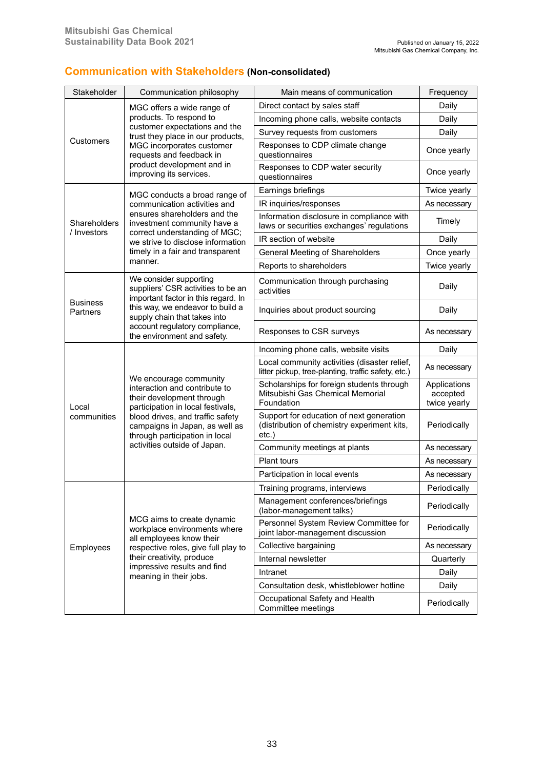## Communication with Stakeholders (Non-consolidated)

| Stakeholder | Communication philosophy | Main means of communication | Frequency |
|---|---|---|---|
| Customers | MGC offers a wide range of products. To respond to customer expectations and the trust they place in our products, MGC incorporates customer requests and feedback in product development and in improving its services. | Direct contact by sales staff | Daily |
| | | Incoming phone calls, website contacts | Daily |
| | | Survey requests from customers | Daily |
| | | Responses to CDP climate change questionnaires | Once yearly |
| | | Responses to CDP water security questionnaires | Once yearly |
| Shareholders / Investors | MGC conducts a broad range of communication activities and ensures shareholders and the investment community have a correct understanding of MGC; we strive to disclose information timely in a fair and transparent manner. | Earnings briefings | Twice yearly |
| | | IR inquiries/responses | As necessary |
| | | Information disclosure in compliance with laws or securities exchanges' regulations | Timely |
| | | IR section of website | Daily |
| | | General Meeting of Shareholders | Once yearly |
| | | Reports to shareholders | Twice yearly |
| Business Partners | We consider supporting suppliers' CSR activities to be an important factor in this regard. In this way, we endeavor to build a supply chain that takes into account regulatory compliance, the environment and safety. | Communication through purchasing activities | Daily |
| | | Inquiries about product sourcing | Daily |
| | | Responses to CSR surveys | As necessary |
| Local communities | We encourage community interaction and contribute to their development through participation in local festivals, blood drives, and traffic safety campaigns in Japan, as well as through participation in local activities outside of Japan. | Incoming phone calls, website visits | Daily |
| | | Local community activities (disaster relief, litter pickup, tree-planting, traffic safety, etc.) | As necessary |
| | | Scholarships for foreign students through Mitsubishi Gas Chemical Memorial Foundation | Applications accepted twice yearly |
| | | Support for education of next generation (distribution of chemistry experiment kits, etc.) | Periodically |
| | | Community meetings at plants | As necessary |
| | | Plant tours | As necessary |
| | | Participation in local events | As necessary |
| Employees | MCG aims to create dynamic workplace environments where all employees know their respective roles, give full play to their creativity, produce impressive results and find meaning in their jobs. | Training programs, interviews | Periodically |
| | | Management conferences/briefings (labor-management talks) | Periodically |
| | | Personnel System Review Committee for joint labor-management discussion | Periodically |
| | | Collective bargaining | As necessary |
| | | Internal newsletter | Quarterly |
| | | Intranet | Daily |
| | | Consultation desk, whistleblower hotline | Daily |
| | | Occupational Safety and Health Committee meetings | Periodically |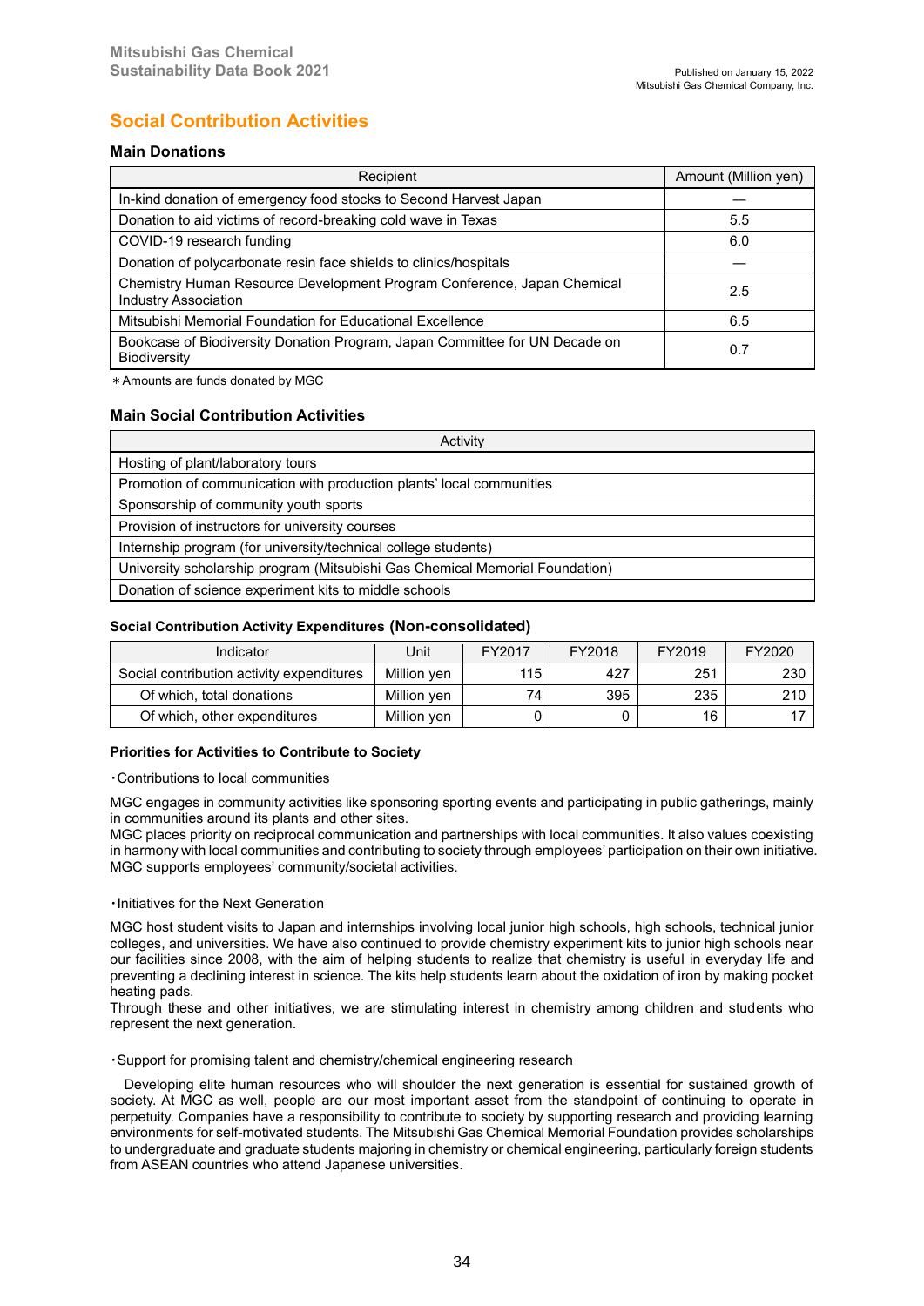# Social Contribution Activities

## Main Donations

| Recipient | Amount (Million yen) |
|---|---|
| In-kind donation of emergency food stocks to Second Harvest Japan | — |
| Donation to aid victims of record-breaking cold wave in Texas | 5.5 |
| COVID-19 research funding | 6.0 |
| Donation of polycarbonate resin face shields to clinics/hospitals | — |
| Chemistry Human Resource Development Program Conference, Japan Chemical Industry Association | 2.5 |
| Mitsubishi Memorial Foundation for Educational Excellence | 6.5 |
| Bookcase of Biodiversity Donation Program, Japan Committee for UN Decade on Biodiversity | 0.7 |

＊Amounts are funds donated by MGC

## Main Social Contribution Activities

| Activity |
|---|
| Hosting of plant/laboratory tours |
| Promotion of communication with production plants' local communities |
| Sponsorship of community youth sports |
| Provision of instructors for university courses |
| Internship program (for university/technical college students) |
| University scholarship program (Mitsubishi Gas Chemical Memorial Foundation) |
| Donation of science experiment kits to middle schools |

## Social Contribution Activity Expenditures (Non-consolidated)

| Indicator | Unit | FY2017 | FY2018 | FY2019 | FY2020 |
|---|---|---|---|---|---|
| Social contribution activity expenditures | Million yen | 115 | 427 | 251 | 230 |
| Of which, total donations | Million yen | 74 | 395 | 235 | 210 |
| Of which, other expenditures | Million yen | 0 | 0 | 16 | 17 |

## Priorities for Activities to Contribute to Society

・Contributions to local communities

MGC engages in community activities like sponsoring sporting events and participating in public gatherings, mainly in communities around its plants and other sites.
MGC places priority on reciprocal communication and partnerships with local communities. It also values coexisting in harmony with local communities and contributing to society through employees' participation on their own initiative. MGC supports employees' community/societal activities.

・Initiatives for the Next Generation

MGC host student visits to Japan and internships involving local junior high schools, high schools, technical junior colleges, and universities. We have also continued to provide chemistry experiment kits to junior high schools near our facilities since 2008, with the aim of helping students to realize that chemistry is useful in everyday life and preventing a declining interest in science. The kits help students learn about the oxidation of iron by making pocket heating pads.
Through these and other initiatives, we are stimulating interest in chemistry among children and students who represent the next generation.

・Support for promising talent and chemistry/chemical engineering research

Developing elite human resources who will shoulder the next generation is essential for sustained growth of society. At MGC as well, people are our most important asset from the standpoint of continuing to operate in perpetuity. Companies have a responsibility to contribute to society by supporting research and providing learning environments for self-motivated students. The Mitsubishi Gas Chemical Memorial Foundation provides scholarships to undergraduate and graduate students majoring in chemistry or chemical engineering, particularly foreign students from ASEAN countries who attend Japanese universities.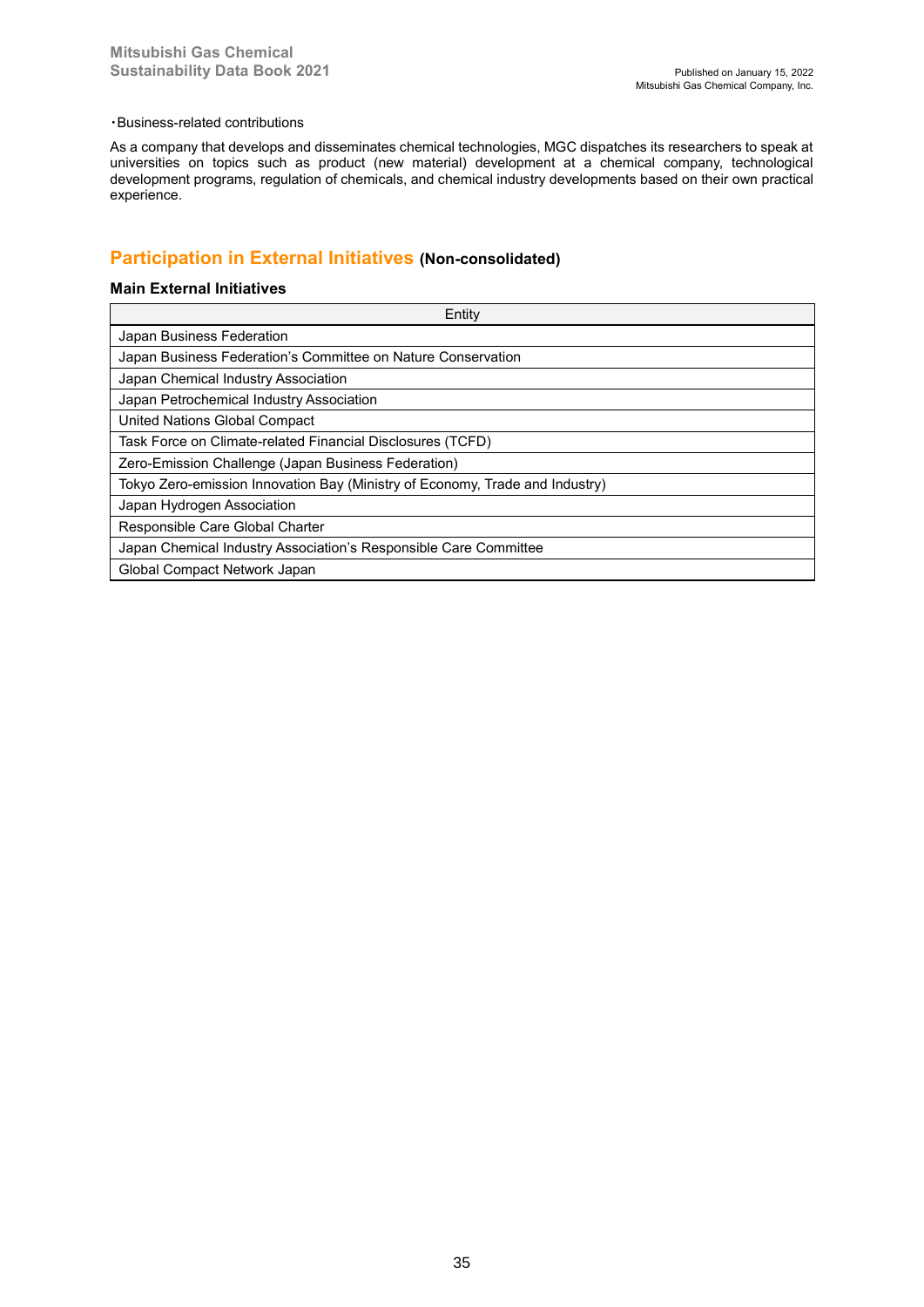・Business-related contributions

As a company that develops and disseminates chemical technologies, MGC dispatches its researchers to speak at universities on topics such as product (new material) development at a chemical company, technological development programs, regulation of chemicals, and chemical industry developments based on their own practical experience.

## Participation in External Initiatives (Non-consolidated)

### Main External Initiatives

| Entity |
|---|
| Japan Business Federation |
| Japan Business Federation's Committee on Nature Conservation |
| Japan Chemical Industry Association |
| Japan Petrochemical Industry Association |
| United Nations Global Compact |
| Task Force on Climate-related Financial Disclosures (TCFD) |
| Zero-Emission Challenge (Japan Business Federation) |
| Tokyo Zero-emission Innovation Bay (Ministry of Economy, Trade and Industry) |
| Japan Hydrogen Association |
| Responsible Care Global Charter |
| Japan Chemical Industry Association's Responsible Care Committee |
| Global Compact Network Japan |